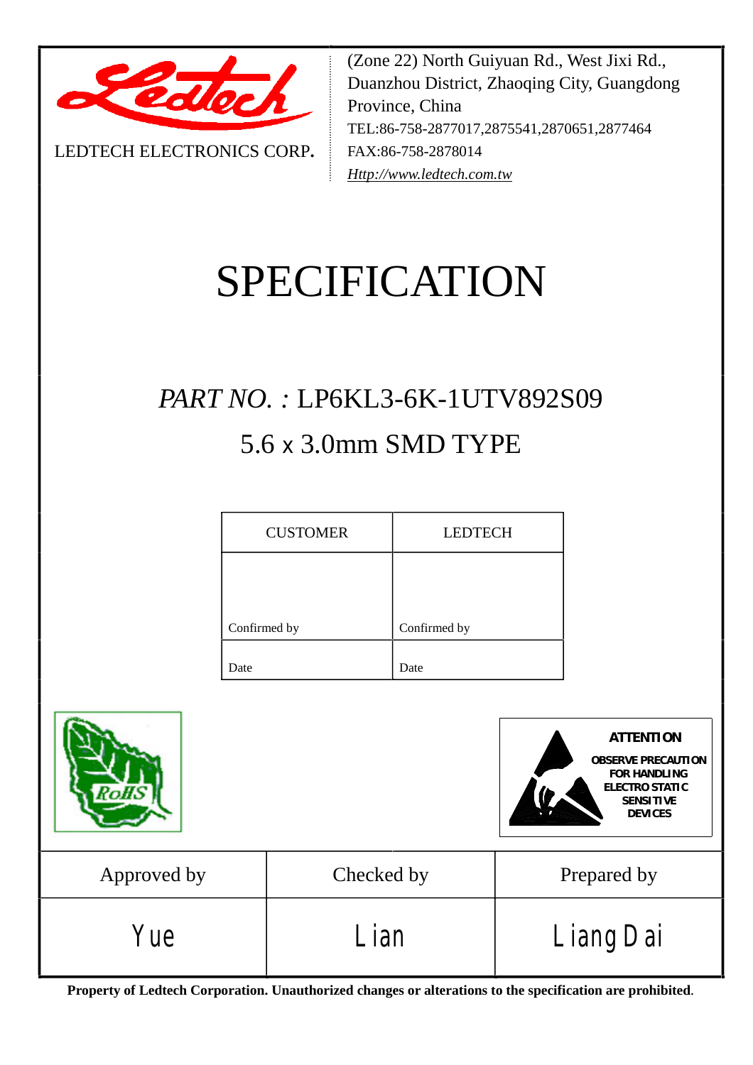LEDTECH ELECTRONICS CORP.

(Zone 22) North Guiyuan Rd., West Jixi Rd., Duanzhou District, Zhaoqing City, Guangdong Province, China
TEL:86-758-2877017,2875541,2870651,2877464
FAX:86-758-2878014
*Http://www.ledtech.com.tw*

# SPECIFICATION

## *PART NO. :* LP6KL3-6K-1UTV892S09

## 5.6 x 3.0mm SMD TYPE

| CUSTOMER | LEDTECH |
|---|---|
| Confirmed by | Confirmed by |
| Date | Date |

ATTENTION
OBSERVE PRECAUTION FOR HANDLING ELECTRO STATIC SENSITIVE DEVICES

| Approved by | Checked by | Prepared by |
|---|---|---|
| Yue | Lian | Liang Dai |

**Property of Ledtech Corporation. Unauthorized changes or alterations to the specification are prohibited.**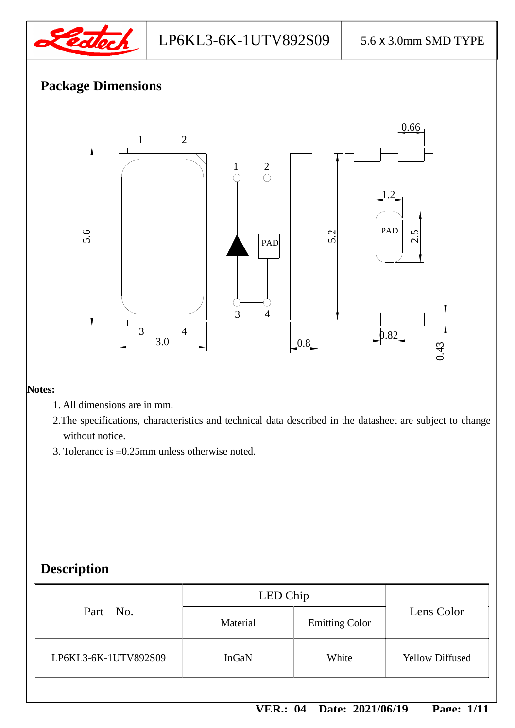## Package Dimensions

**Notes:**

1. All dimensions are in mm.
2. The specifications, characteristics and technical data described in the datasheet are subject to change without notice.
3. Tolerance is ±0.25mm unless otherwise noted.

## Description

| Part No. | LED Chip | | Lens Color |
|---|---|---|---|
| | Material | Emitting Color | |
| LP6KL3-6K-1UTV892S09 | InGaN | White | Yellow Diffused |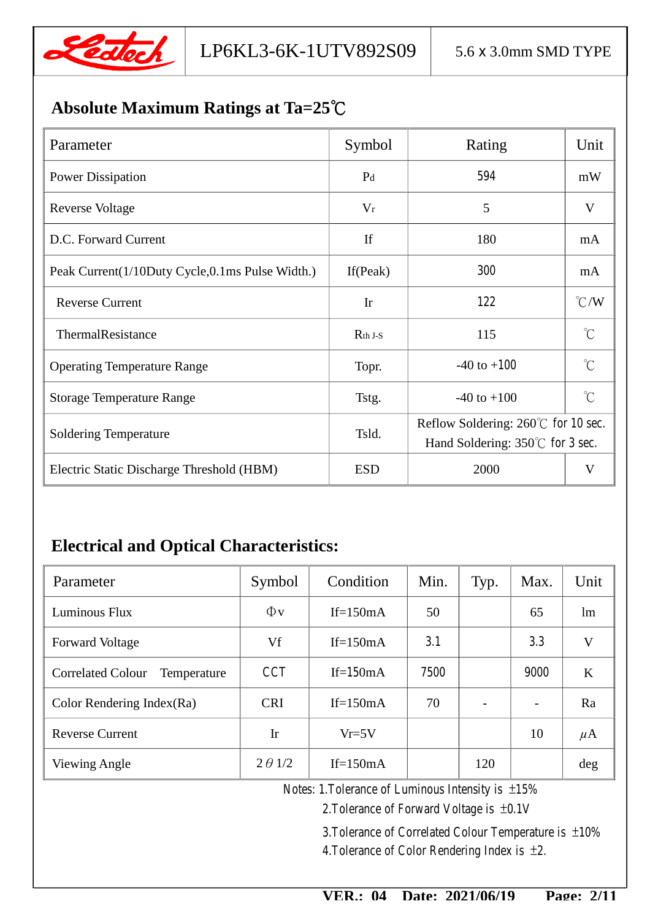## Absolute Maximum Ratings at Ta=25℃

| Parameter | Symbol | Rating | Unit |
|---|---|---|---|
| Power Dissipation | Pd | 594 | mW |
| Reverse Voltage | Vr | 5 | V |
| D.C. Forward Current | If | 180 | mA |
| Peak Current(1/10Duty Cycle,0.1ms Pulse Width.) | If(Peak) | 300 | mA |
| Reverse Current | Ir | 122 | ℃/W |
| ThermalResistance | Rth J-S | 115 | ℃ |
| Operating Temperature Range | Topr. | -40 to +100 | ℃ |
| Storage Temperature Range | Tstg. | -40 to +100 | ℃ |
| Soldering Temperature | Tsld. | Reflow Soldering: 260℃ for 10 sec.<br>Hand Soldering: 350℃ for 3 sec. | |
| Electric Static Discharge Threshold (HBM) | ESD | 2000 | V |

## Electrical and Optical Characteristics:

| Parameter | Symbol | Condition | Min. | Typ. | Max. | Unit |
|---|---|---|---|---|---|---|
| Luminous Flux | Φv | If=150mA | 50 | | 65 | lm |
| Forward Voltage | Vf | If=150mA | 3.1 | | 3.3 | V |
| Correlated Colour Temperature | CCT | If=150mA | 7500 | | 9000 | K |
| Color Rendering Index(Ra) | CRI | If=150mA | 70 | - | - | Ra |
| Reverse Current | Ir | Vr=5V | | | 10 | μA |
| Viewing Angle | 2θ1/2 | If=150mA | | 120 | | deg |

Notes: 1.Tolerance of Luminous Intensity is ±15%
2.Tolerance of Forward Voltage is ±0.1V
3.Tolerance of Correlated Colour Temperature is ±10%
4.Tolerance of Color Rendering Index is ±2.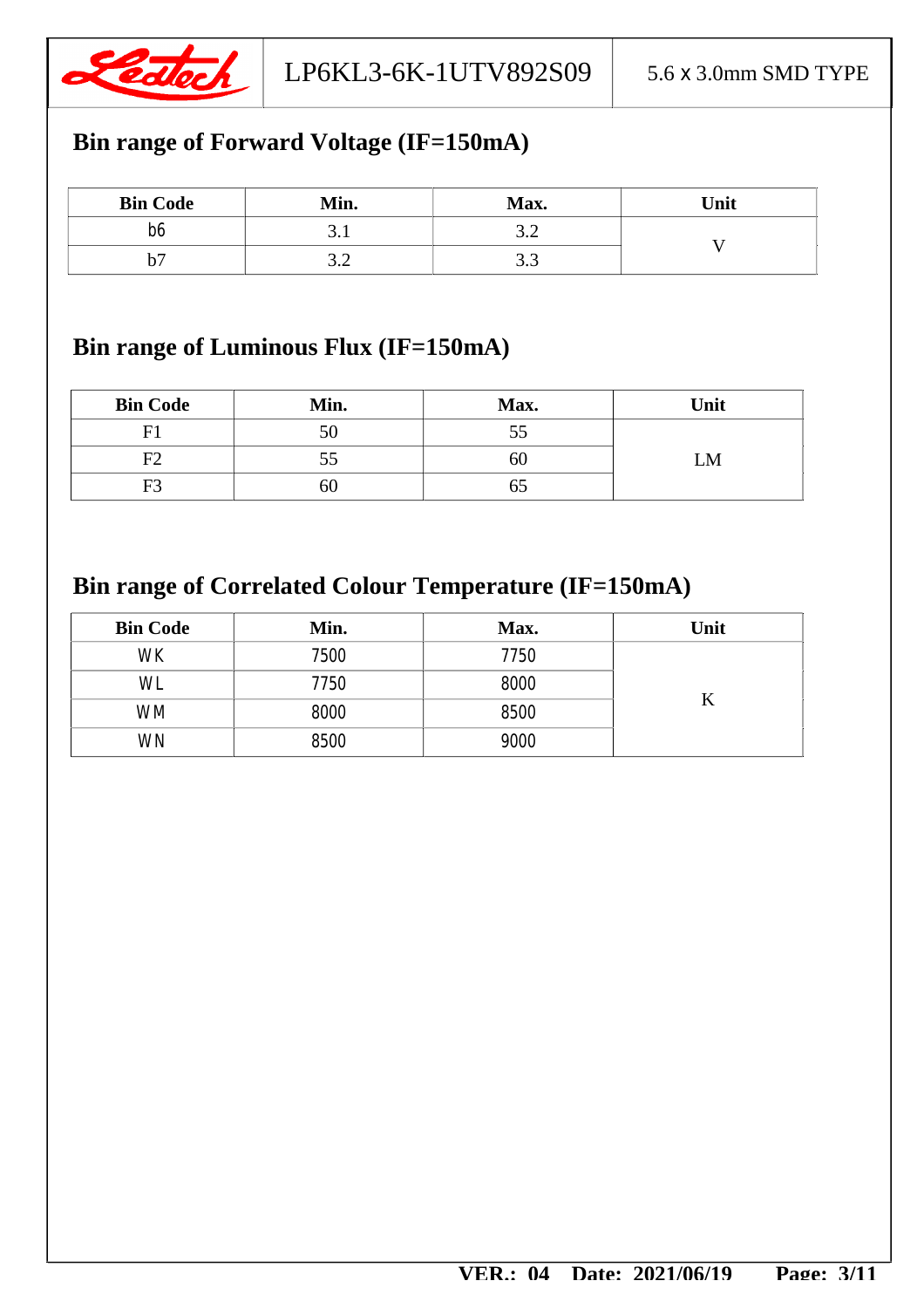## Bin range of Forward Voltage (IF=150mA)

| Bin Code | Min. | Max. | Unit |
|---|---|---|---|
| b6 | 3.1 | 3.2 | V |
| b7 | 3.2 | 3.3 | |

## Bin range of Luminous Flux (IF=150mA)

| Bin Code | Min. | Max. | Unit |
|---|---|---|---|
| F1 | 50 | 55 | LM |
| F2 | 55 | 60 | |
| F3 | 60 | 65 | |

## Bin range of Correlated Colour Temperature (IF=150mA)

| Bin Code | Min. | Max. | Unit |
|---|---|---|---|
| WK | 7500 | 7750 | K |
| WL | 7750 | 8000 | |
| WM | 8000 | 8500 | |
| WN | 8500 | 9000 | |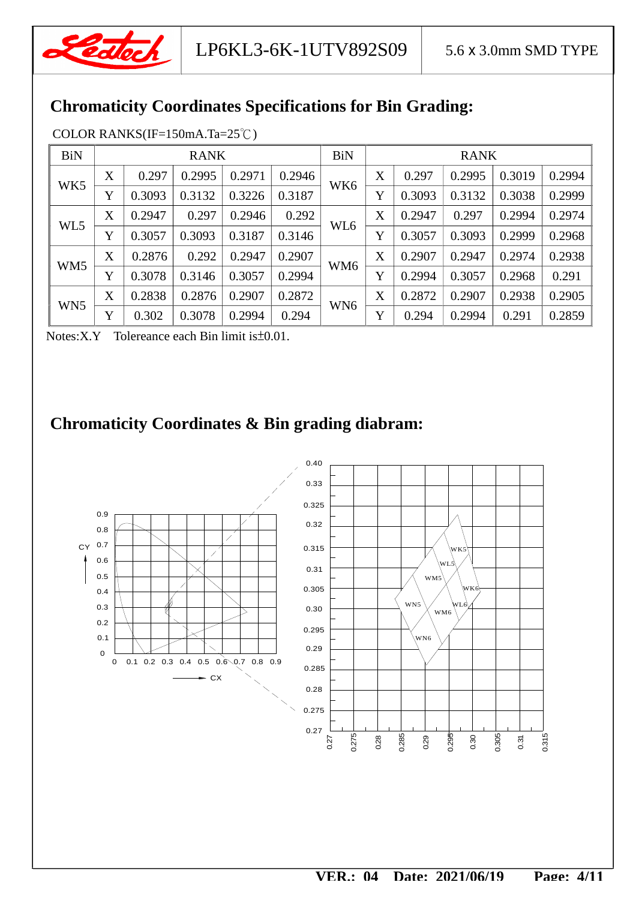## Chromaticity Coordinates Specifications for Bin Grading:

COLOR RANKS(IF=150mA.Ta=25℃)

| BiN | | RANK | | | | BiN | | RANK | | | |
|---|---|---|---|---|---|---|---|---|---|---|---|
| WK5 | X | 0.297 | 0.2995 | 0.2971 | 0.2946 | WK6 | X | 0.297 | 0.2995 | 0.3019 | 0.2994 |
| | Y | 0.3093 | 0.3132 | 0.3226 | 0.3187 | | Y | 0.3093 | 0.3132 | 0.3038 | 0.2999 |
| WL5 | X | 0.2947 | 0.297 | 0.2946 | 0.292 | WL6 | X | 0.2947 | 0.297 | 0.2994 | 0.2974 |
| | Y | 0.3057 | 0.3093 | 0.3187 | 0.3146 | | Y | 0.3057 | 0.3093 | 0.2999 | 0.2968 |
| WM5 | X | 0.2876 | 0.292 | 0.2947 | 0.2907 | WM6 | X | 0.2907 | 0.2947 | 0.2974 | 0.2938 |
| | Y | 0.3078 | 0.3146 | 0.3057 | 0.2994 | | Y | 0.2994 | 0.3057 | 0.2968 | 0.291 |
| WN5 | X | 0.2838 | 0.2876 | 0.2907 | 0.2872 | WN6 | X | 0.2872 | 0.2907 | 0.2938 | 0.2905 |
| | Y | 0.302 | 0.3078 | 0.2994 | 0.294 | | Y | 0.294 | 0.2994 | 0.291 | 0.2859 |

Notes:X.Y Tolereance each Bin limit is±0.01.

## Chromaticity Coordinates & Bin grading diabram: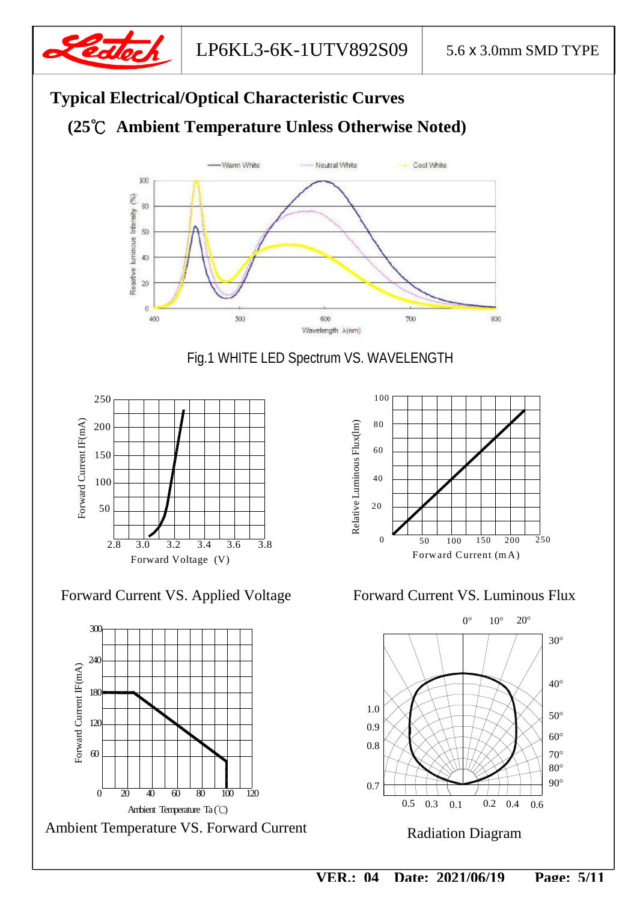# Typical Electrical/Optical Characteristic Curves

## (25℃ Ambient Temperature Unless Otherwise Noted)

Fig.1 WHITE LED Spectrum VS. WAVELENGTH

Forward Current VS. Applied Voltage

Forward Current VS. Luminous Flux

Ambient Temperature VS. Forward Current

Radiation Diagram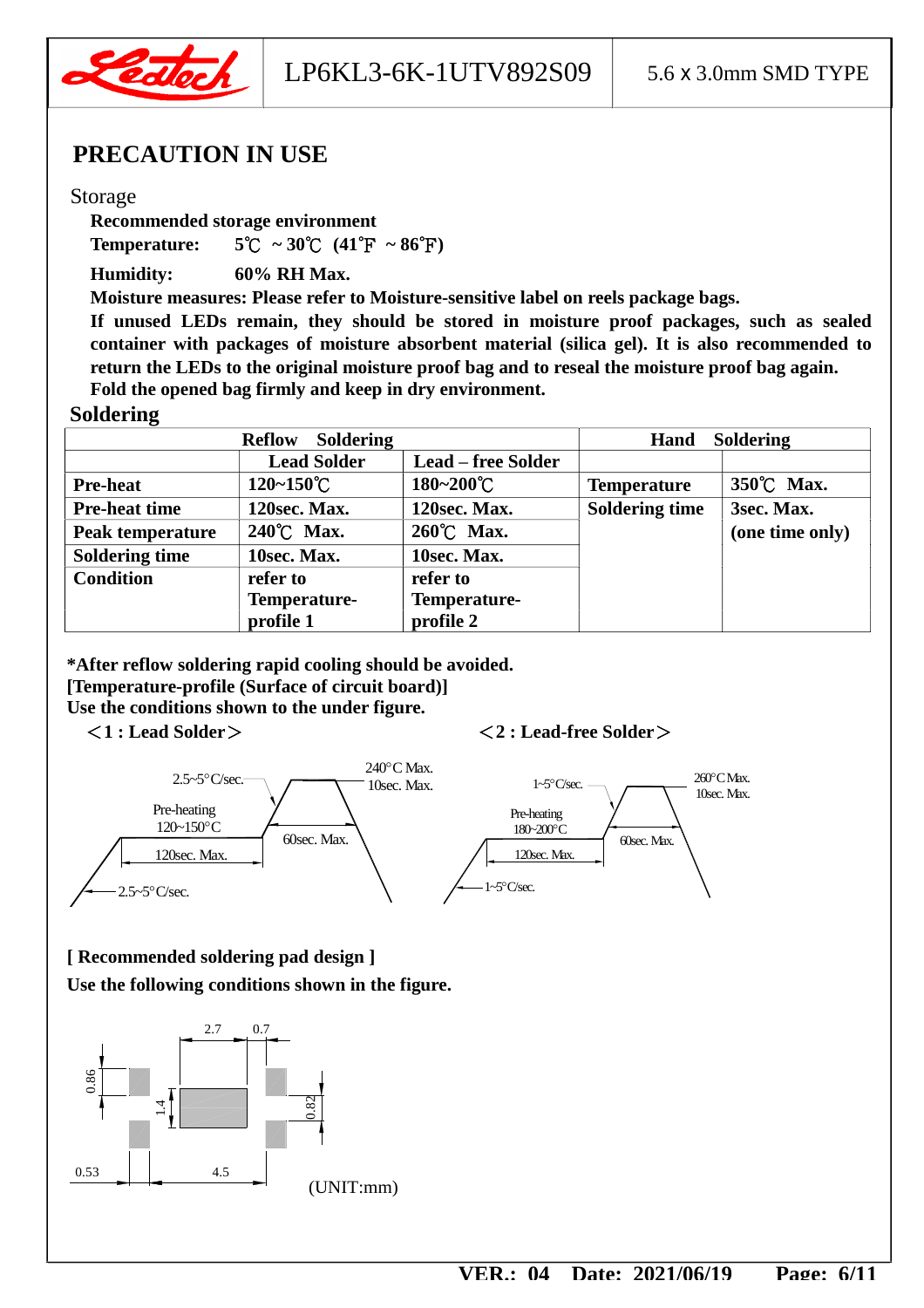# PRECAUTION IN USE

Storage

**Recommended storage environment**

**Temperature:** 5℃ ~30℃ (41℉ ~86℉)

**Humidity:** 60% RH Max.

**Moisture measures: Please refer to Moisture-sensitive label on reels package bags.**

**If unused LEDs remain, they should be stored in moisture proof packages, such as sealed container with packages of moisture absorbent material (silica gel). It is also recommended to return the LEDs to the original moisture proof bag and to reseal the moisture proof bag again.**

**Fold the opened bag firmly and keep in dry environment.**

## Soldering

| | Reflow Soldering | | Hand Soldering | |
|---|---|---|---|---|
| | Lead Solder | Lead – free Solder | | |
| Pre-heat | 120~150℃ | 180~200℃ | Temperature | 350℃ Max. |
| Pre-heat time | 120sec. Max. | 120sec. Max. | Soldering time | 3sec. Max. (one time only) |
| Peak temperature | 240℃ Max. | 260℃ Max. | | |
| Soldering time | 10sec. Max. | 10sec. Max. | | |
| Condition | refer to Temperature-profile 1 | refer to Temperature-profile 2 | | |

**\*After reflow soldering rapid cooling should be avoided.**

**[Temperature-profile (Surface of circuit board)]**

**Use the conditions shown to the under figure.**

**<1 : Lead Solder>**

2.5~5°C/sec. — 240°C Max. 10sec. Max. — Pre-heating 120~150°C — 60sec. Max. — 120sec. Max. — 2.5~5°C/sec.

**<2 : Lead-free Solder>**

1~5°C/sec. — 260°C Max. 10sec. Max. — Pre-heating 180~200°C — 60sec. Max. — 120sec. Max. — 1~5°C/sec.

**[ Recommended soldering pad design ]**

**Use the following conditions shown in the figure.**

2.7, 0.7, 0.86, 1.4, 0.82, 0.53, 4.5

(UNIT:mm)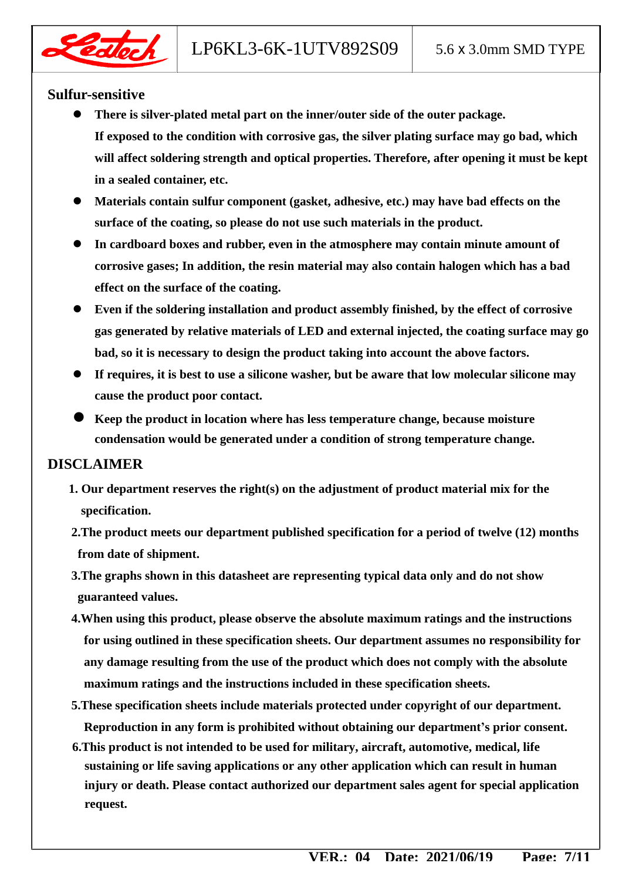## Sulfur-sensitive

- **There is silver-plated metal part on the inner/outer side of the outer package. If exposed to the condition with corrosive gas, the silver plating surface may go bad, which will affect soldering strength and optical properties. Therefore, after opening it must be kept in a sealed container, etc.**
- **Materials contain sulfur component (gasket, adhesive, etc.) may have bad effects on the surface of the coating, so please do not use such materials in the product.**
- **In cardboard boxes and rubber, even in the atmosphere may contain minute amount of corrosive gases; In addition, the resin material may also contain halogen which has a bad effect on the surface of the coating.**
- **Even if the soldering installation and product assembly finished, by the effect of corrosive gas generated by relative materials of LED and external injected, the coating surface may go bad, so it is necessary to design the product taking into account the above factors.**
- **If requires, it is best to use a silicone washer, but be aware that low molecular silicone may cause the product poor contact.**
- **Keep the product in location where has less temperature change, because moisture condensation would be generated under a condition of strong temperature change.**

## DISCLAIMER

1. **Our department reserves the right(s) on the adjustment of product material mix for the specification.**
2. **The product meets our department published specification for a period of twelve (12) months from date of shipment.**
3. **The graphs shown in this datasheet are representing typical data only and do not show guaranteed values.**
4. **When using this product, please observe the absolute maximum ratings and the instructions for using outlined in these specification sheets. Our department assumes no responsibility for any damage resulting from the use of the product which does not comply with the absolute maximum ratings and the instructions included in these specification sheets.**
5. **These specification sheets include materials protected under copyright of our department. Reproduction in any form is prohibited without obtaining our department's prior consent.**
6. **This product is not intended to be used for military, aircraft, automotive, medical, life sustaining or life saving applications or any other application which can result in human injury or death. Please contact authorized our department sales agent for special application request.**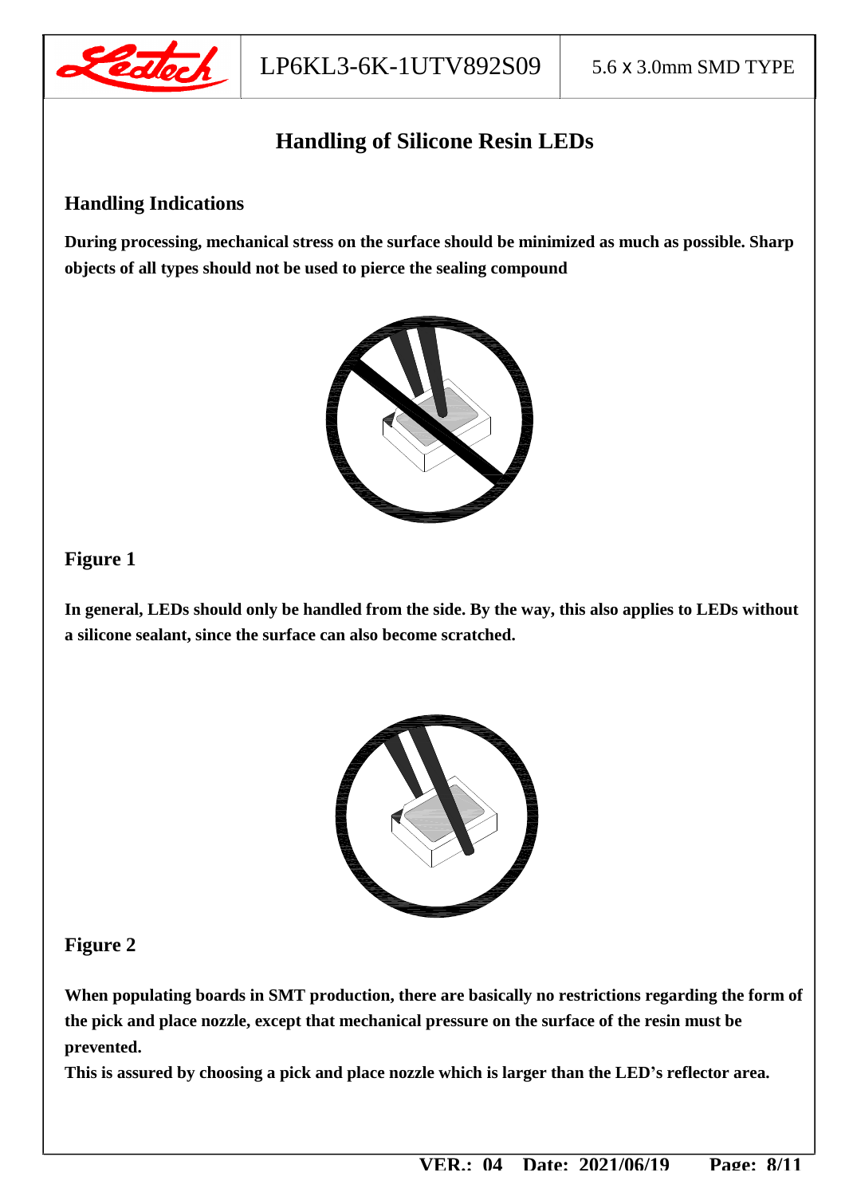# Handling of Silicone Resin LEDs

## Handling Indications

**During processing, mechanical stress on the surface should be minimized as much as possible. Sharp objects of all types should not be used to pierce the sealing compound**

## Figure 1

**In general, LEDs should only be handled from the side. By the way, this also applies to LEDs without a silicone sealant, since the surface can also become scratched.**

## Figure 2

**When populating boards in SMT production, there are basically no restrictions regarding the form of the pick and place nozzle, except that mechanical pressure on the surface of the resin must be prevented.**

**This is assured by choosing a pick and place nozzle which is larger than the LED's reflector area.**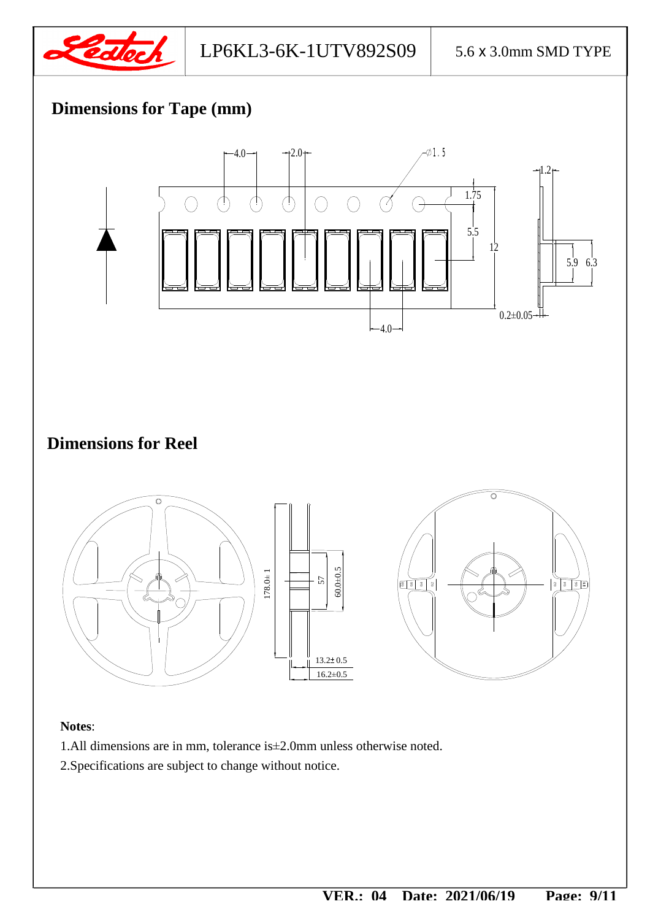## Dimensions for Tape (mm)

## Dimensions for Reel

**Notes**:

1.All dimensions are in mm, tolerance is±2.0mm unless otherwise noted.

2.Specifications are subject to change without notice.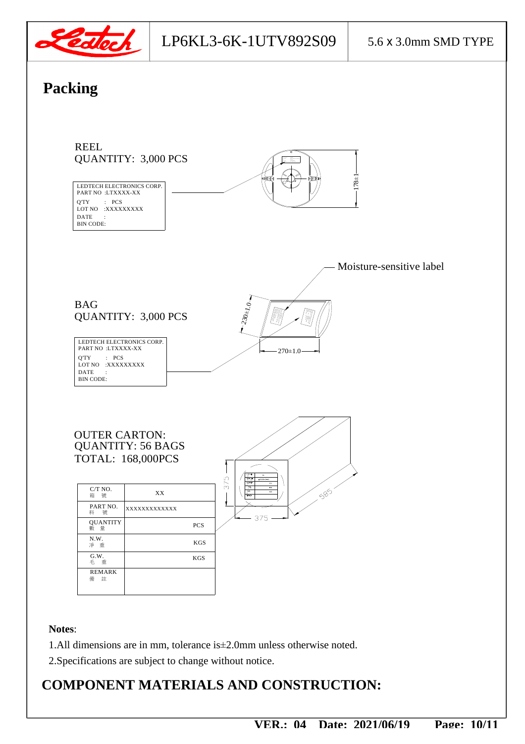## Packing

REEL
QUANTITY: 3,000 PCS

LEDTECH ELECTRONICS CORP.
PART NO :LTXXXX-XX
Q'TY : PCS
LOT NO :XXXXXXXXX
DATE :
BIN CODE:

178±1

Moisture-sensitive label

BAG
QUANTITY: 3,000 PCS

LEDTECH ELECTRONICS CORP.
PART NO :LTXXXX-XX
Q'TY : PCS
LOT NO :XXXXXXXXX
DATE :
BIN CODE:

230±1.0

270±1.0

OUTER CARTON:
QUANTITY: 56 BAGS
TOTAL: 168,000PCS

| C/T NO. 箱 號 | XX |
|---|---|
| PART NO. 料 號 | XXXXXXXXXXXXX |
| QUANTITY 數 量 | PCS |
| N.W. 淨 重 | KGS |
| G.W. 毛 重 | KGS |
| REMARK 備 註 | |

375

375

585

**Notes**:

1.All dimensions are in mm, tolerance is±2.0mm unless otherwise noted.

2.Specifications are subject to change without notice.

## COMPONENT MATERIALS AND CONSTRUCTION: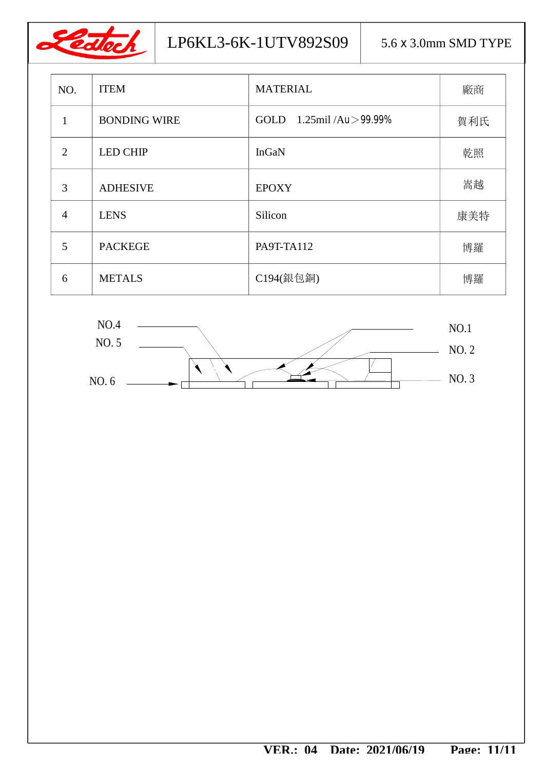| NO. | ITEM | MATERIAL | 廠商 |
|---|---|---|---|
| 1 | BONDING WIRE | GOLD 1.25mil /Au＞99.99% | 賀利氏 |
| 2 | LED CHIP | InGaN | 乾照 |
| 3 | ADHESIVE | EPOXY | 嵩越 |
| 4 | LENS | Silicon | 康美特 |
| 5 | PACKEGE | PA9T-TA112 | 博羅 |
| 6 | METALS | C194(銀包銅) | 博羅 |

NO.4

NO. 5

NO. 6

NO.1

NO. 2

NO. 3